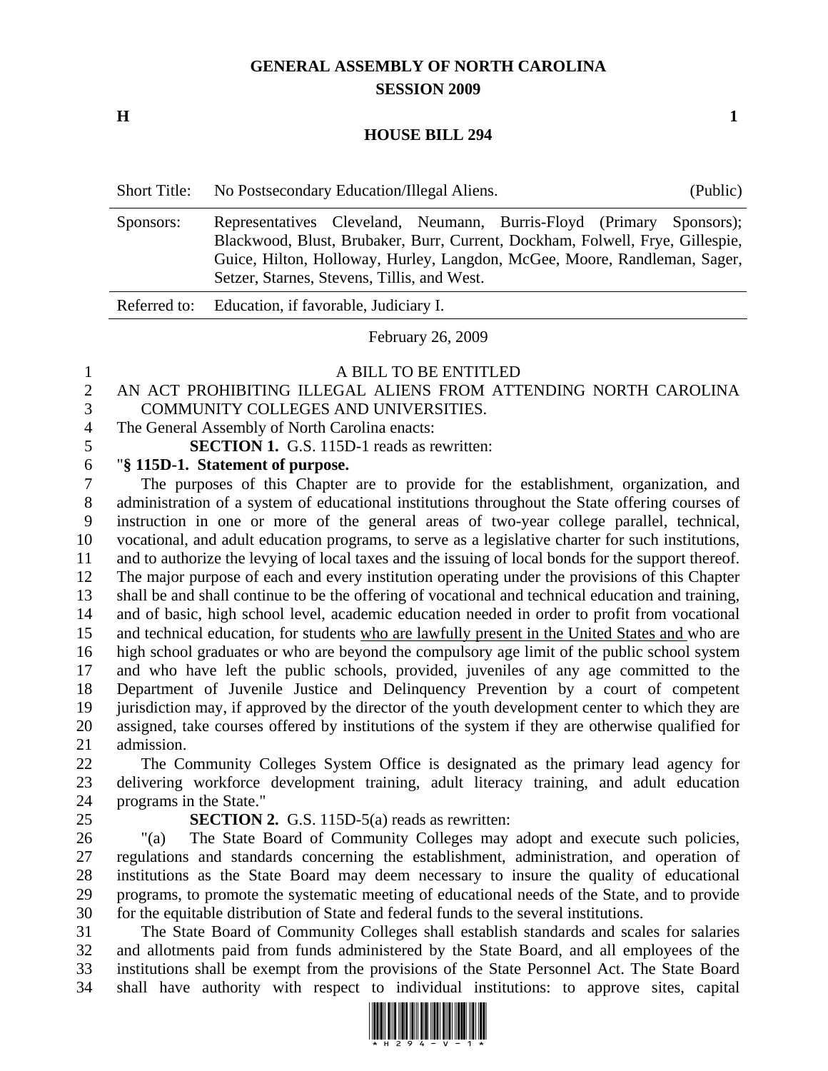**GENERAL ASSEMBLY OF NORTH CAROLINA**
**SESSION 2009**

**H** **1**

**HOUSE BILL 294**

| | | |
|---|---|---|
| Short Title: | No Postsecondary Education/Illegal Aliens. | (Public) |
| Sponsors: | Representatives Cleveland, Neumann, Burris-Floyd (Primary Sponsors); Blackwood, Blust, Brubaker, Burr, Current, Dockham, Folwell, Frye, Gillespie, Guice, Hilton, Holloway, Hurley, Langdon, McGee, Moore, Randleman, Sager, Setzer, Starnes, Stevens, Tillis, and West. | |
| Referred to: | Education, if favorable, Judiciary I. | |

February 26, 2009

A BILL TO BE ENTITLED

AN ACT PROHIBITING ILLEGAL ALIENS FROM ATTENDING NORTH CAROLINA COMMUNITY COLLEGES AND UNIVERSITIES.

The General Assembly of North Carolina enacts:

**SECTION 1.** G.S. 115D-1 reads as rewritten:

"**§ 115D-1. Statement of purpose.**

The purposes of this Chapter are to provide for the establishment, organization, and administration of a system of educational institutions throughout the State offering courses of instruction in one or more of the general areas of two-year college parallel, technical, vocational, and adult education programs, to serve as a legislative charter for such institutions, and to authorize the levying of local taxes and the issuing of local bonds for the support thereof. The major purpose of each and every institution operating under the provisions of this Chapter shall be and shall continue to be the offering of vocational and technical education and training, and of basic, high school level, academic education needed in order to profit from vocational and technical education, for students <u>who are lawfully present in the United States and</u> who are high school graduates or who are beyond the compulsory age limit of the public school system and who have left the public schools, provided, juveniles of any age committed to the Department of Juvenile Justice and Delinquency Prevention by a court of competent jurisdiction may, if approved by the director of the youth development center to which they are assigned, take courses offered by institutions of the system if they are otherwise qualified for admission.

The Community Colleges System Office is designated as the primary lead agency for delivering workforce development training, adult literacy training, and adult education programs in the State."

**SECTION 2.** G.S. 115D-5(a) reads as rewritten:

"(a) The State Board of Community Colleges may adopt and execute such policies, regulations and standards concerning the establishment, administration, and operation of institutions as the State Board may deem necessary to insure the quality of educational programs, to promote the systematic meeting of educational needs of the State, and to provide for the equitable distribution of State and federal funds to the several institutions.

The State Board of Community Colleges shall establish standards and scales for salaries and allotments paid from funds administered by the State Board, and all employees of the institutions shall be exempt from the provisions of the State Personnel Act. The State Board shall have authority with respect to individual institutions: to approve sites, capital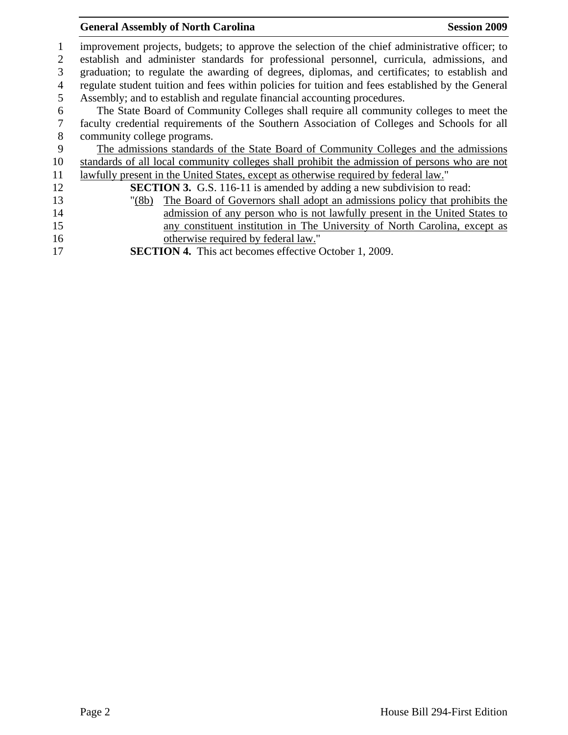improvement projects, budgets; to approve the selection of the chief administrative officer; to establish and administer standards for professional personnel, curricula, admissions, and graduation; to regulate the awarding of degrees, diplomas, and certificates; to establish and regulate student tuition and fees within policies for tuition and fees established by the General Assembly; and to establish and regulate financial accounting procedures.

The State Board of Community Colleges shall require all community colleges to meet the faculty credential requirements of the Southern Association of Colleges and Schools for all community college programs.

The admissions standards of the State Board of Community Colleges and the admissions standards of all local community colleges shall prohibit the admission of persons who are not lawfully present in the United States, except as otherwise required by federal law."

**SECTION 3.** G.S. 116-11 is amended by adding a new subdivision to read:

"(8b) The Board of Governors shall adopt an admissions policy that prohibits the admission of any person who is not lawfully present in the United States to any constituent institution in The University of North Carolina, except as otherwise required by federal law."

**SECTION 4.** This act becomes effective October 1, 2009.